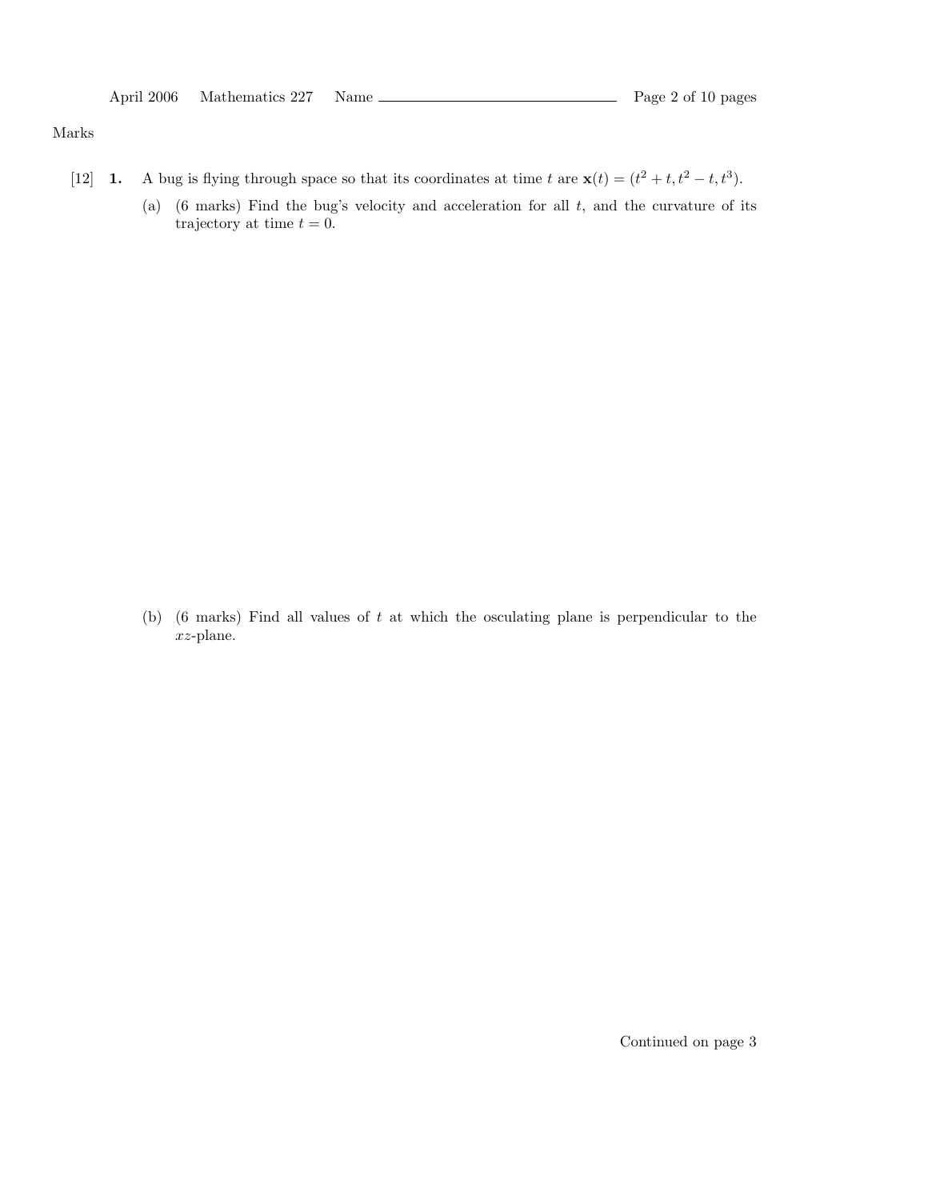Marks

[12] **1.** A bug is flying through space so that its coordinates at time $t$ are $\mathbf{x}(t) = (t^2 + t, t^2 - t, t^3)$.

(a) (6 marks) Find the bug's velocity and acceleration for all $t$, and the curvature of its trajectory at time $t = 0$.

(b) (6 marks) Find all values of $t$ at which the osculating plane is perpendicular to the $xz$-plane.

Continued on page 3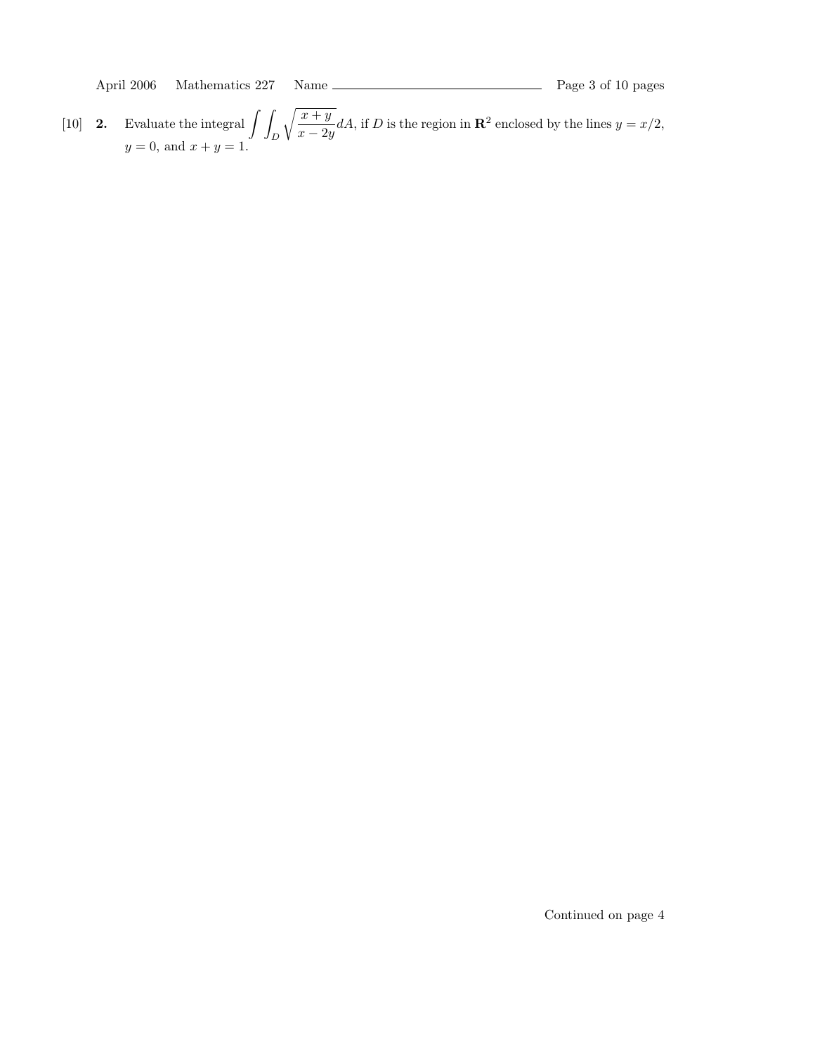[10] **2.** Evaluate the integral $\displaystyle\int\int_D \sqrt{\frac{x+y}{x-2y}}\,dA$, if $D$ is the region in $\mathbf{R}^2$ enclosed by the lines $y = x/2$, $y = 0$, and $x + y = 1$.

Continued on page 4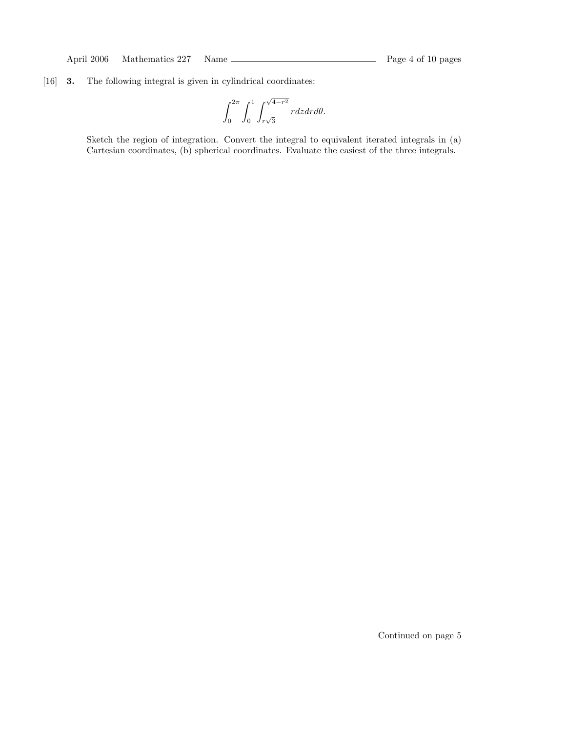[16] **3.** The following integral is given in cylindrical coordinates:

$$\int_0^{2\pi} \int_0^1 \int_{r\sqrt{3}}^{\sqrt{4-r^2}} r dz dr d\theta.$$

Sketch the region of integration. Convert the integral to equivalent iterated integrals in (a) Cartesian coordinates, (b) spherical coordinates. Evaluate the easiest of the three integrals.

Continued on page 5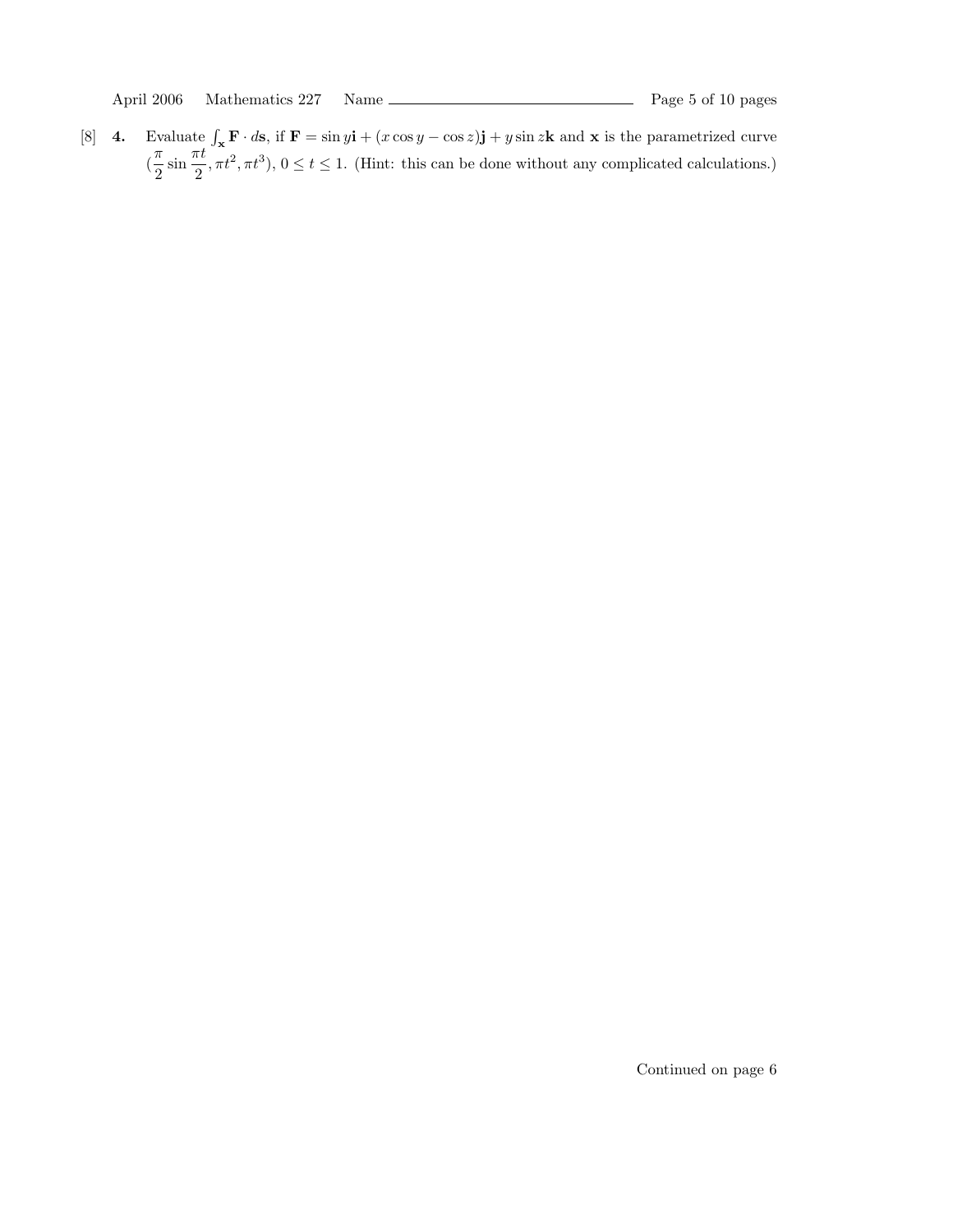[8] **4.** Evaluate $\int_{\mathbf{x}} \mathbf{F} \cdot d\mathbf{s}$, if $\mathbf{F} = \sin y\mathbf{i} + (x\cos y - \cos z)\mathbf{j} + y\sin z\mathbf{k}$ and $\mathbf{x}$ is the parametrized curve $(\frac{\pi}{2}\sin\frac{\pi t}{2}, \pi t^2, \pi t^3)$, $0 \le t \le 1$. (Hint: this can be done without any complicated calculations.)

Continued on page 6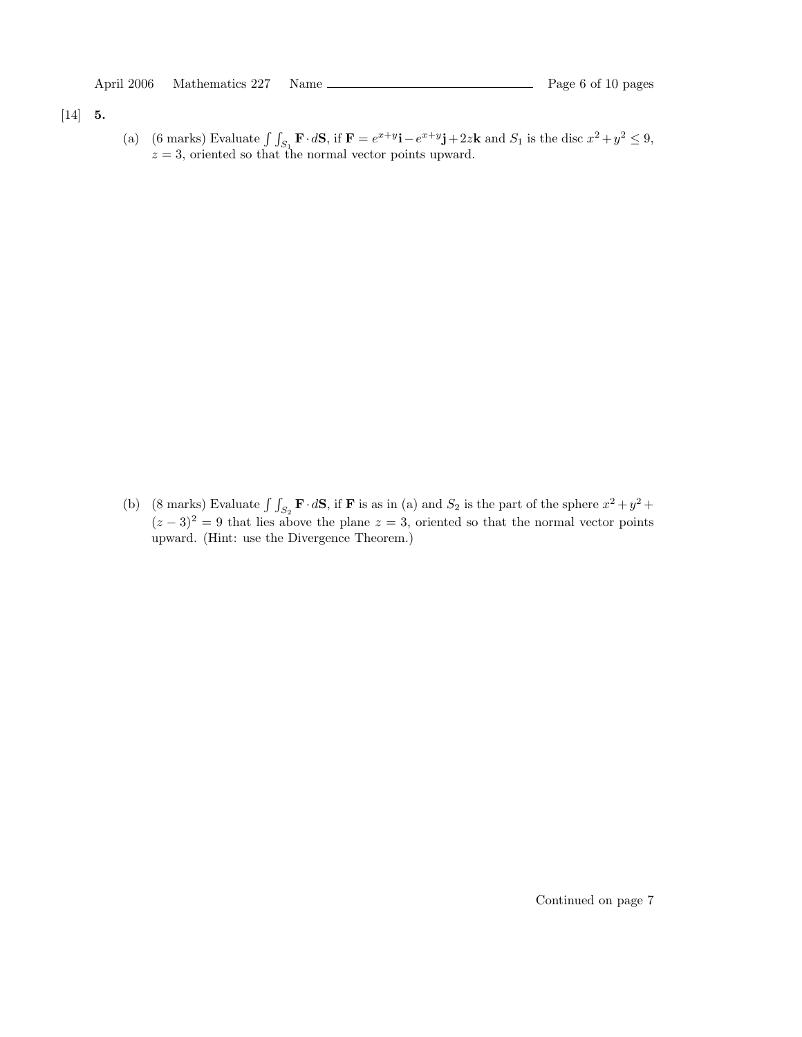[14] **5.**

(a) (6 marks) Evaluate $\int\int_{S_1} \mathbf{F} \cdot d\mathbf{S}$, if $\mathbf{F} = e^{x+y}\mathbf{i} - e^{x+y}\mathbf{j} + 2z\mathbf{k}$ and $S_1$ is the disc $x^2 + y^2 \leq 9$, $z = 3$, oriented so that the normal vector points upward.

(b) (8 marks) Evaluate $\int\int_{S_2} \mathbf{F} \cdot d\mathbf{S}$, if $\mathbf{F}$ is as in (a) and $S_2$ is the part of the sphere $x^2 + y^2 + (z-3)^2 = 9$ that lies above the plane $z = 3$, oriented so that the normal vector points upward. (Hint: use the Divergence Theorem.)

Continued on page 7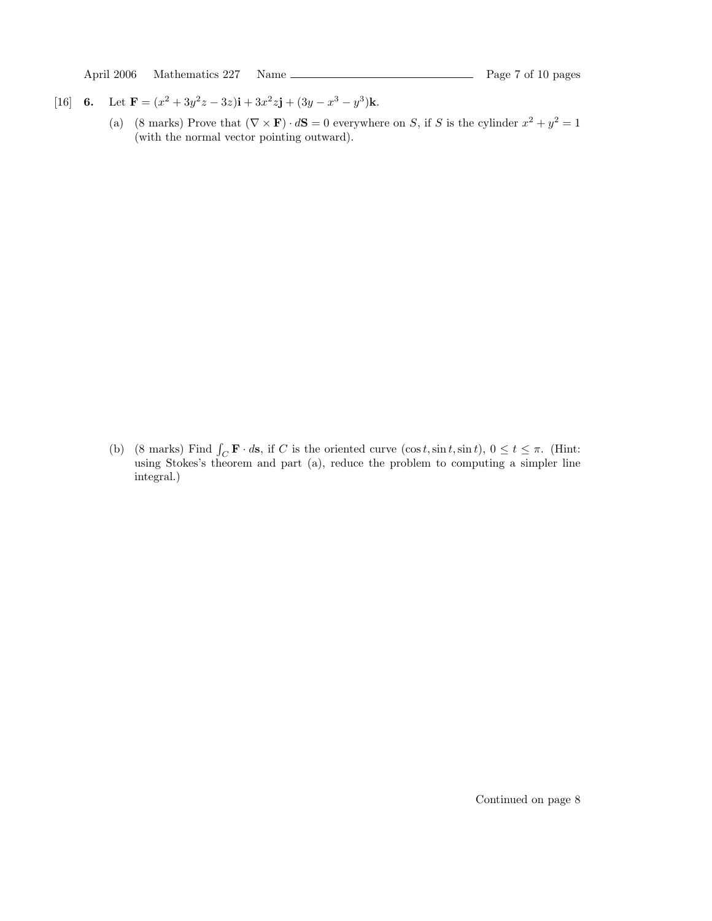[16] **6.** Let $\mathbf{F} = (x^2 + 3y^2z - 3z)\mathbf{i} + 3x^2z\mathbf{j} + (3y - x^3 - y^3)\mathbf{k}$.

(a) (8 marks) Prove that $(\nabla \times \mathbf{F}) \cdot d\mathbf{S} = 0$ everywhere on $S$, if $S$ is the cylinder $x^2 + y^2 = 1$ (with the normal vector pointing outward).

(b) (8 marks) Find $\int_C \mathbf{F} \cdot d\mathbf{s}$, if $C$ is the oriented curve $(\cos t, \sin t, \sin t)$, $0 \leq t \leq \pi$. (Hint: using Stokes's theorem and part (a), reduce the problem to computing a simpler line integral.)

Continued on page 8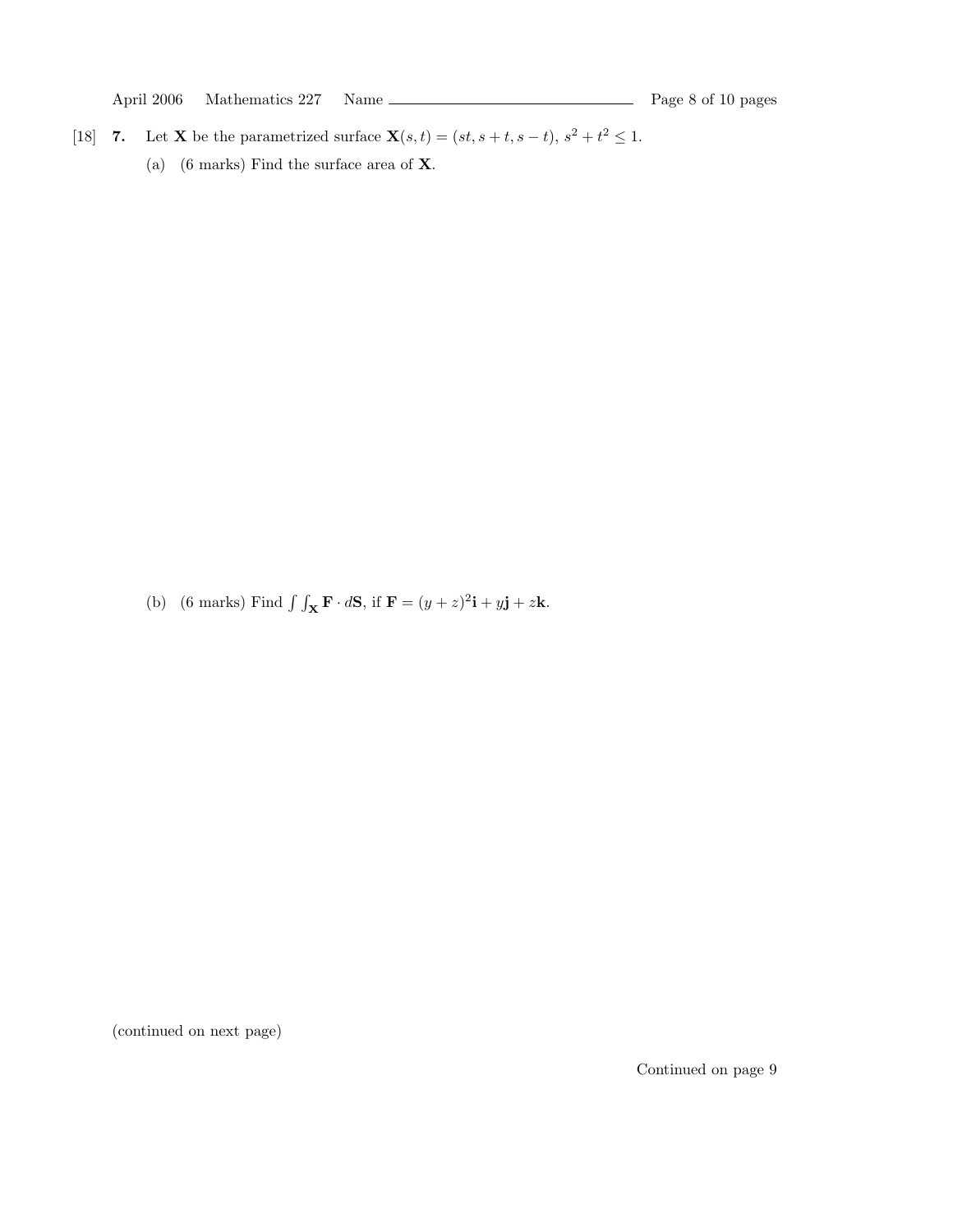[18] **7.** Let $\mathbf{X}$ be the parametrized surface $\mathbf{X}(s,t) = (st, s+t, s-t)$, $s^2 + t^2 \le 1$.

(a) (6 marks) Find the surface area of $\mathbf{X}$.

(b) (6 marks) Find $\int\int_{\mathbf{X}} \mathbf{F} \cdot d\mathbf{S}$, if $\mathbf{F} = (y+z)^2\mathbf{i} + y\mathbf{j} + z\mathbf{k}$.

(continued on next page)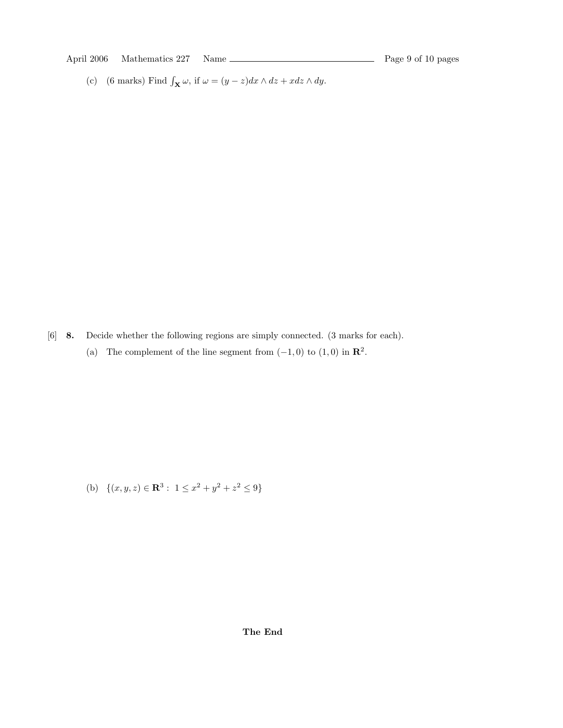(c) (6 marks) Find $\int_{\mathbf{X}} \omega$, if $\omega = (y - z)dx \wedge dz + xdz \wedge dy$.

[6] **8.** Decide whether the following regions are simply connected. (3 marks for each).

(a) The complement of the line segment from $(-1, 0)$ to $(1, 0)$ in $\mathbf{R}^2$.

(b) $\{(x, y, z) \in \mathbf{R}^3 : 1 \leq x^2 + y^2 + z^2 \leq 9\}$

**The End**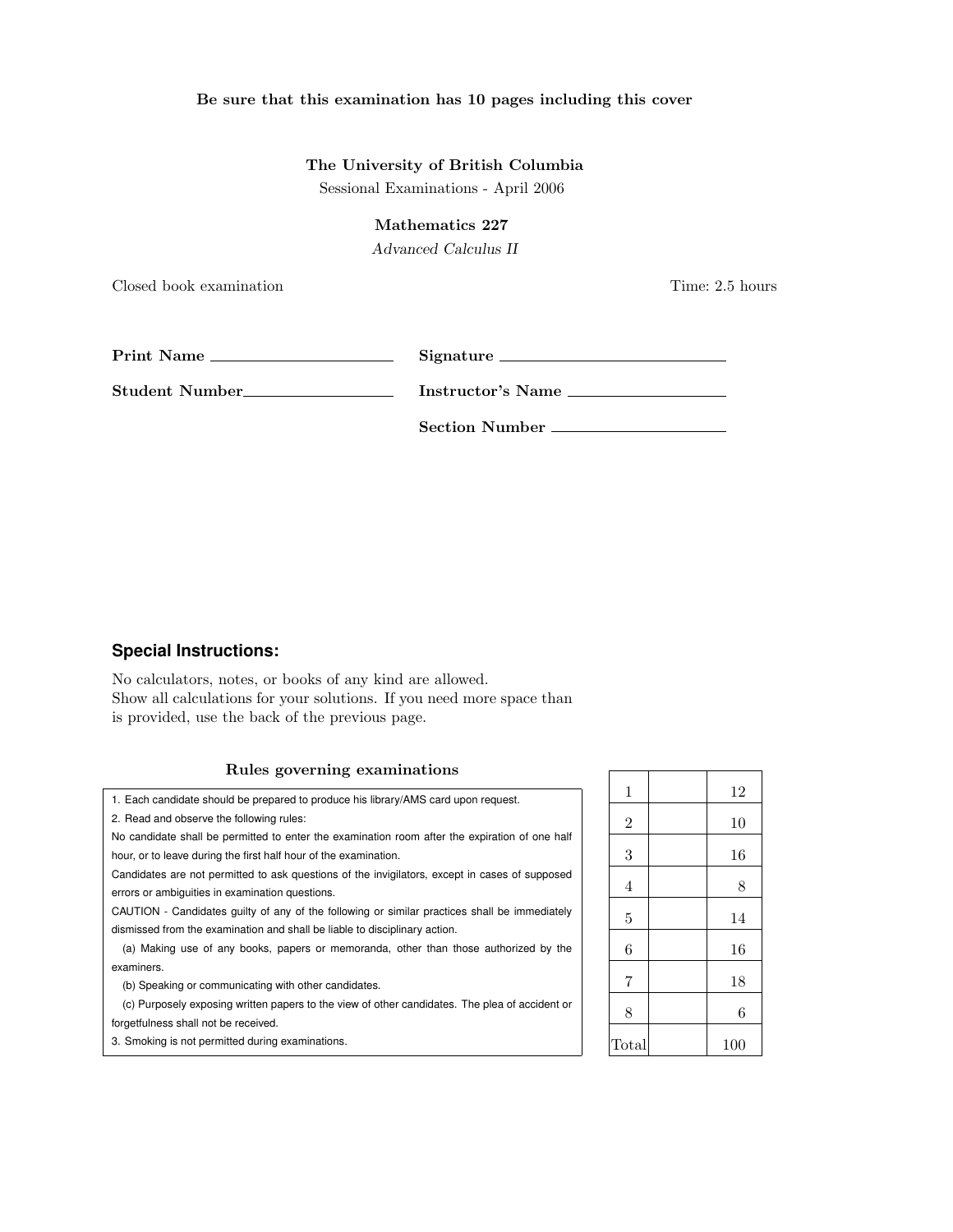**Be sure that this examination has 10 pages including this cover**

**The University of British Columbia**

Sessional Examinations - April 2006

**Mathematics 227**

*Advanced Calculus II*

Closed book examination Time: 2.5 hours

**Print Name** \_\_\_\_\_\_\_\_\_\_\_\_\_\_\_\_\_\_\_\_ **Signature** \_\_\_\_\_\_\_\_\_\_\_\_\_\_\_\_\_\_\_\_

**Student Number**\_\_\_\_\_\_\_\_\_\_\_\_\_\_\_\_\_\_\_\_ **Instructor's Name** \_\_\_\_\_\_\_\_\_\_\_\_\_\_\_\_\_\_\_\_

**Section Number** \_\_\_\_\_\_\_\_\_\_\_\_\_\_\_\_\_\_\_\_

## Special Instructions:

No calculators, notes, or books of any kind are allowed.
Show all calculations for your solutions. If you need more space than is provided, use the back of the previous page.

### Rules governing examinations

1. Each candidate should be prepared to produce his library/AMS card upon request.
2. Read and observe the following rules:

No candidate shall be permitted to enter the examination room after the expiration of one half hour, or to leave during the first half hour of the examination.

Candidates are not permitted to ask questions of the invigilators, except in cases of supposed errors or ambiguities in examination questions.

CAUTION - Candidates guilty of any of the following or similar practices shall be immediately dismissed from the examination and shall be liable to disciplinary action.

(a) Making use of any books, papers or memoranda, other than those authorized by the examiners.

(b) Speaking or communicating with other candidates.

(c) Purposely exposing written papers to the view of other candidates. The plea of accident or forgetfulness shall not be received.

3. Smoking is not permitted during examinations.

| | | |
|---|---|---|
| 1 | | 12 |
| 2 | | 10 |
| 3 | | 16 |
| 4 | | 8 |
| 5 | | 14 |
| 6 | | 16 |
| 7 | | 18 |
| 8 | | 6 |
| Total | | 100 |